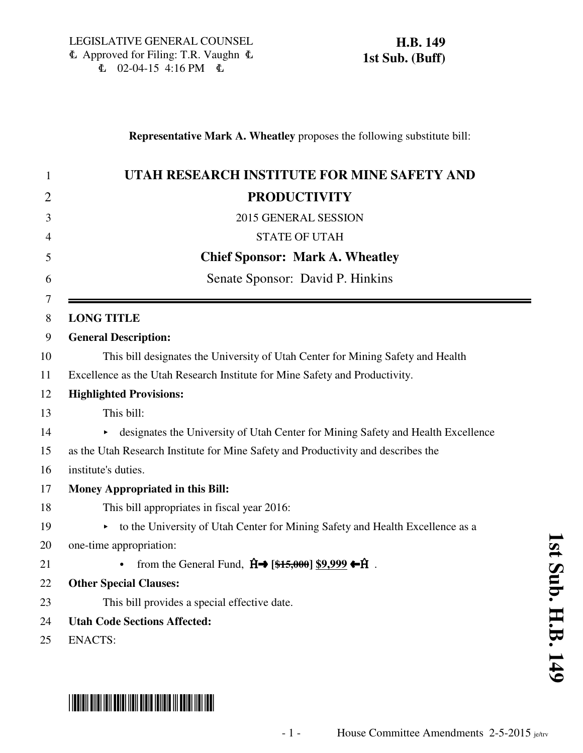LEGISLATIVE GENERAL COUNSEL
₵ Approved for Filing: T.R. Vaughn ₵
₵ 02-04-15 4:16 PM ₵

**H.B. 149**
**1st Sub. (Buff)**

**Representative Mark A. Wheatley** proposes the following substitute bill:

# UTAH RESEARCH INSTITUTE FOR MINE SAFETY AND PRODUCTIVITY

2015 GENERAL SESSION

STATE OF UTAH

**Chief Sponsor: Mark A. Wheatley**

Senate Sponsor: David P. Hinkins

---

**LONG TITLE**

**General Description:**

This bill designates the University of Utah Center for Mining Safety and Health Excellence as the Utah Research Institute for Mine Safety and Productivity.

**Highlighted Provisions:**

This bill:

- designates the University of Utah Center for Mining Safety and Health Excellence as the Utah Research Institute for Mine Safety and Productivity and describes the institute's duties.

**Money Appropriated in this Bill:**

This bill appropriates in fiscal year 2016:

- to the University of Utah Center for Mining Safety and Health Excellence as a one-time appropriation:
  - from the General Fund, Ĥ→ [~~$15,000~~] $9,999 ←Ĥ .

**Other Special Clauses:**

This bill provides a special effective date.

**Utah Code Sections Affected:**

ENACTS:

House Committee Amendments 2-5-2015 je/trv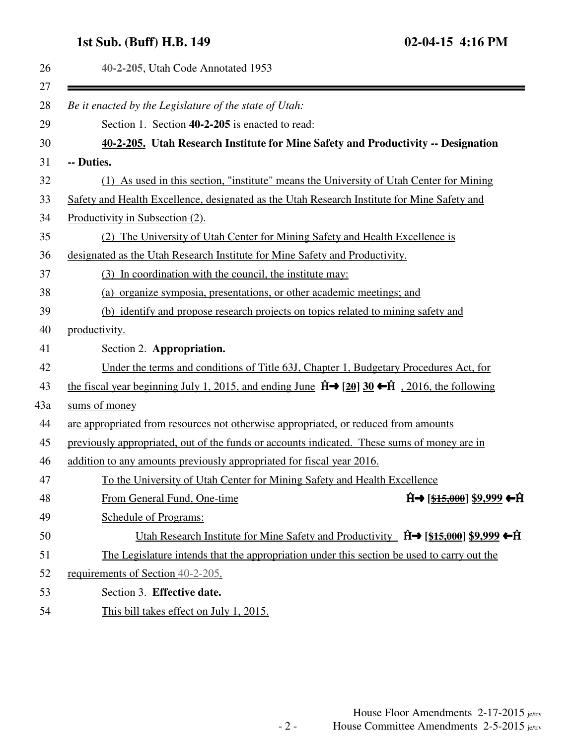40-2-205, Utah Code Annotated 1953

---

*Be it enacted by the Legislature of the state of Utah:*

Section 1. Section **40-2-205** is enacted to read:

**40-2-205. Utah Research Institute for Mine Safety and Productivity -- Designation -- Duties.**

(1) As used in this section, "institute" means the University of Utah Center for Mining Safety and Health Excellence, designated as the Utah Research Institute for Mine Safety and Productivity in Subsection (2).

(2) The University of Utah Center for Mining Safety and Health Excellence is designated as the Utah Research Institute for Mine Safety and Productivity.

(3) In coordination with the council, the institute may:

(a) organize symposia, presentations, or other academic meetings; and

(b) identify and propose research projects on topics related to mining safety and productivity.

Section 2. **Appropriation.**

Under the terms and conditions of Title 63J, Chapter 1, Budgetary Procedures Act, for the fiscal year beginning July 1, 2015, and ending June Ĥ→ [~~20~~] 30 ←Ĥ , 2016, the following sums of money are appropriated from resources not otherwise appropriated, or reduced from amounts previously appropriated, out of the funds or accounts indicated. These sums of money are in addition to any amounts previously appropriated for fiscal year 2016.

To the University of Utah Center for Mining Safety and Health Excellence

From General Fund, One-time Ĥ→ [~~$15,000~~] $9,999 ←Ĥ

Schedule of Programs:

Utah Research Institute for Mine Safety and Productivity Ĥ→ [~~$15,000~~] $9,999 ←Ĥ

The Legislature intends that the appropriation under this section be used to carry out the requirements of Section 40-2-205.

Section 3. **Effective date.**

This bill takes effect on July 1, 2015.

House Floor Amendments 2-17-2015 je/trv
House Committee Amendments 2-5-2015 je/trv